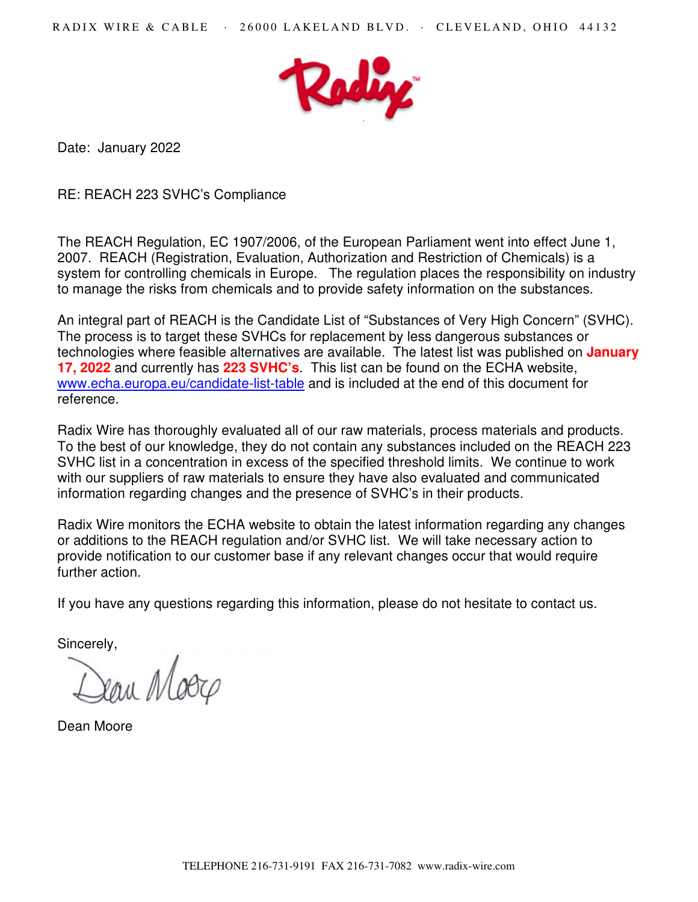RADIX WIRE & CABLE · 26000 LAKELAND BLVD. · CLEVELAND, OHIO 44132

Date: January 2022

RE: REACH 223 SVHC's Compliance

The REACH Regulation, EC 1907/2006, of the European Parliament went into effect June 1, 2007. REACH (Registration, Evaluation, Authorization and Restriction of Chemicals) is a system for controlling chemicals in Europe. The regulation places the responsibility on industry to manage the risks from chemicals and to provide safety information on the substances.

An integral part of REACH is the Candidate List of "Substances of Very High Concern" (SVHC). The process is to target these SVHCs for replacement by less dangerous substances or technologies where feasible alternatives are available. The latest list was published on **January 17, 2022** and currently has **223 SVHC's**. This list can be found on the ECHA website, [www.echa.europa.eu/candidate-list-table](www.echa.europa.eu/candidate-list-table) and is included at the end of this document for reference.

Radix Wire has thoroughly evaluated all of our raw materials, process materials and products. To the best of our knowledge, they do not contain any substances included on the REACH 223 SVHC list in a concentration in excess of the specified threshold limits. We continue to work with our suppliers of raw materials to ensure they have also evaluated and communicated information regarding changes and the presence of SVHC's in their products.

Radix Wire monitors the ECHA website to obtain the latest information regarding any changes or additions to the REACH regulation and/or SVHC list. We will take necessary action to provide notification to our customer base if any relevant changes occur that would require further action.

If you have any questions regarding this information, please do not hesitate to contact us.

Sincerely,

Dean Moore

TELEPHONE 216-731-9191 FAX 216-731-7082 www.radix-wire.com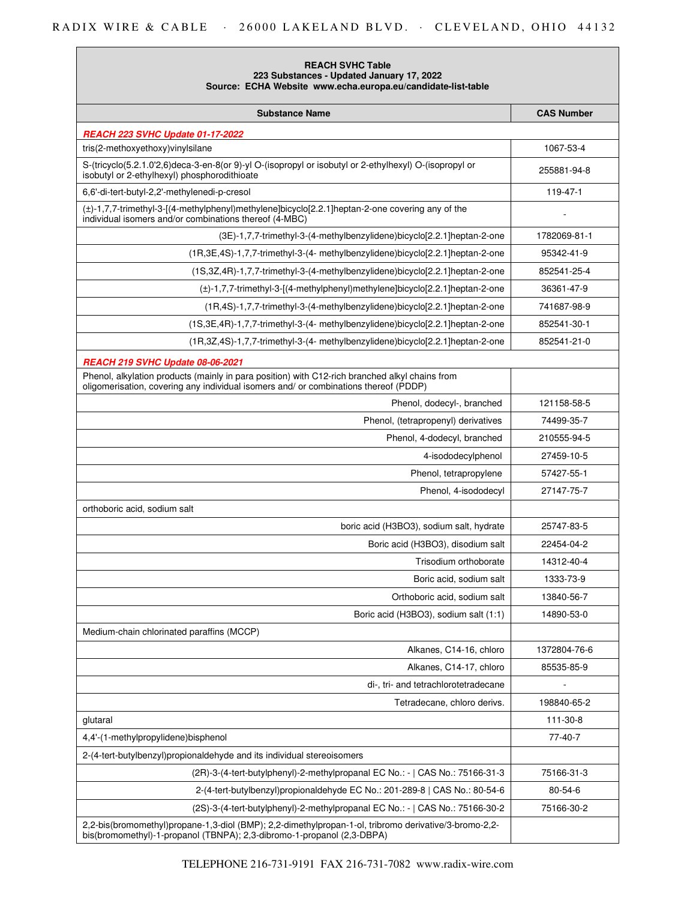| REACH SVHC Table<br>223 Substances - Updated January 17, 2022<br>Source: ECHA Website www.echa.europa.eu/candidate-list-table | |
|---|---|
| **Substance Name** | **CAS Number** |
| ***REACH 223 SVHC Update 01-17-2022*** | |
| tris(2-methoxyethoxy)vinylsilane | 1067-53-4 |
| S-(tricyclo(5.2.1.0'2,6)deca-3-en-8(or 9)-yl O-(isopropyl or isobutyl or 2-ethylhexyl) O-(isopropyl or isobutyl or 2-ethylhexyl) phosphorodithioate | 255881-94-8 |
| 6,6'-di-tert-butyl-2,2'-methylenedi-p-cresol | 119-47-1 |
| (±)-1,7,7-trimethyl-3-[(4-methylphenyl)methylene]bicyclo[2.2.1]heptan-2-one covering any of the individual isomers and/or combinations thereof (4-MBC) | - |
| (3E)-1,7,7-trimethyl-3-(4-methylbenzylidene)bicyclo[2.2.1]heptan-2-one | 1782069-81-1 |
| (1R,3E,4S)-1,7,7-trimethyl-3-(4- methylbenzylidene)bicyclo[2.2.1]heptan-2-one | 95342-41-9 |
| (1S,3Z,4R)-1,7,7-trimethyl-3-(4-methylbenzylidene)bicyclo[2.2.1]heptan-2-one | 852541-25-4 |
| (±)-1,7,7-trimethyl-3-[(4-methylphenyl)methylene]bicyclo[2.2.1]heptan-2-one | 36361-47-9 |
| (1R,4S)-1,7,7-trimethyl-3-(4-methylbenzylidene)bicyclo[2.2.1]heptan-2-one | 741687-98-9 |
| (1S,3E,4R)-1,7,7-trimethyl-3-(4- methylbenzylidene)bicyclo[2.2.1]heptan-2-one | 852541-30-1 |
| (1R,3Z,4S)-1,7,7-trimethyl-3-(4- methylbenzylidene)bicyclo[2.2.1]heptan-2-one | 852541-21-0 |
| ***REACH 219 SVHC Update 08-06-2021*** | |
| Phenol, alkylation products (mainly in para position) with C12-rich branched alkyl chains from oligomerisation, covering any individual isomers and/ or combinations thereof (PDDP) | |
| Phenol, dodecyl-, branched | 121158-58-5 |
| Phenol, (tetrapropenyl) derivatives | 74499-35-7 |
| Phenol, 4-dodecyl, branched | 210555-94-5 |
| 4-isododecylphenol | 27459-10-5 |
| Phenol, tetrapropylene | 57427-55-1 |
| Phenol, 4-isododecyl | 27147-75-7 |
| orthoboric acid, sodium salt | |
| boric acid (H3BO3), sodium salt, hydrate | 25747-83-5 |
| Boric acid (H3BO3), disodium salt | 22454-04-2 |
| Trisodium orthoborate | 14312-40-4 |
| Boric acid, sodium salt | 1333-73-9 |
| Orthoboric acid, sodium salt | 13840-56-7 |
| Boric acid (H3BO3), sodium salt (1:1) | 14890-53-0 |
| Medium-chain chlorinated paraffins (MCCP) | |
| Alkanes, C14-16, chloro | 1372804-76-6 |
| Alkanes, C14-17, chloro | 85535-85-9 |
| di-, tri- and tetrachlorotetradecane | - |
| Tetradecane, chloro derivs. | 198840-65-2 |
| glutaral | 111-30-8 |
| 4,4'-(1-methylpropylidene)bisphenol | 77-40-7 |
| 2-(4-tert-butylbenzyl)propionaldehyde and its individual stereoisomers | |
| (2R)-3-(4-tert-butylphenyl)-2-methylpropanal EC No.: - \| CAS No.: 75166-31-3 | 75166-31-3 |
| 2-(4-tert-butylbenzyl)propionaldehyde EC No.: 201-289-8 \| CAS No.: 80-54-6 | 80-54-6 |
| (2S)-3-(4-tert-butylphenyl)-2-methylpropanal EC No.: - \| CAS No.: 75166-30-2 | 75166-30-2 |
| 2,2-bis(bromomethyl)propane-1,3-diol (BMP); 2,2-dimethylpropan-1-ol, tribromo derivative/3-bromo-2,2-bis(bromomethyl)-1-propanol (TBNPA); 2,3-dibromo-1-propanol (2,3-DBPA) | |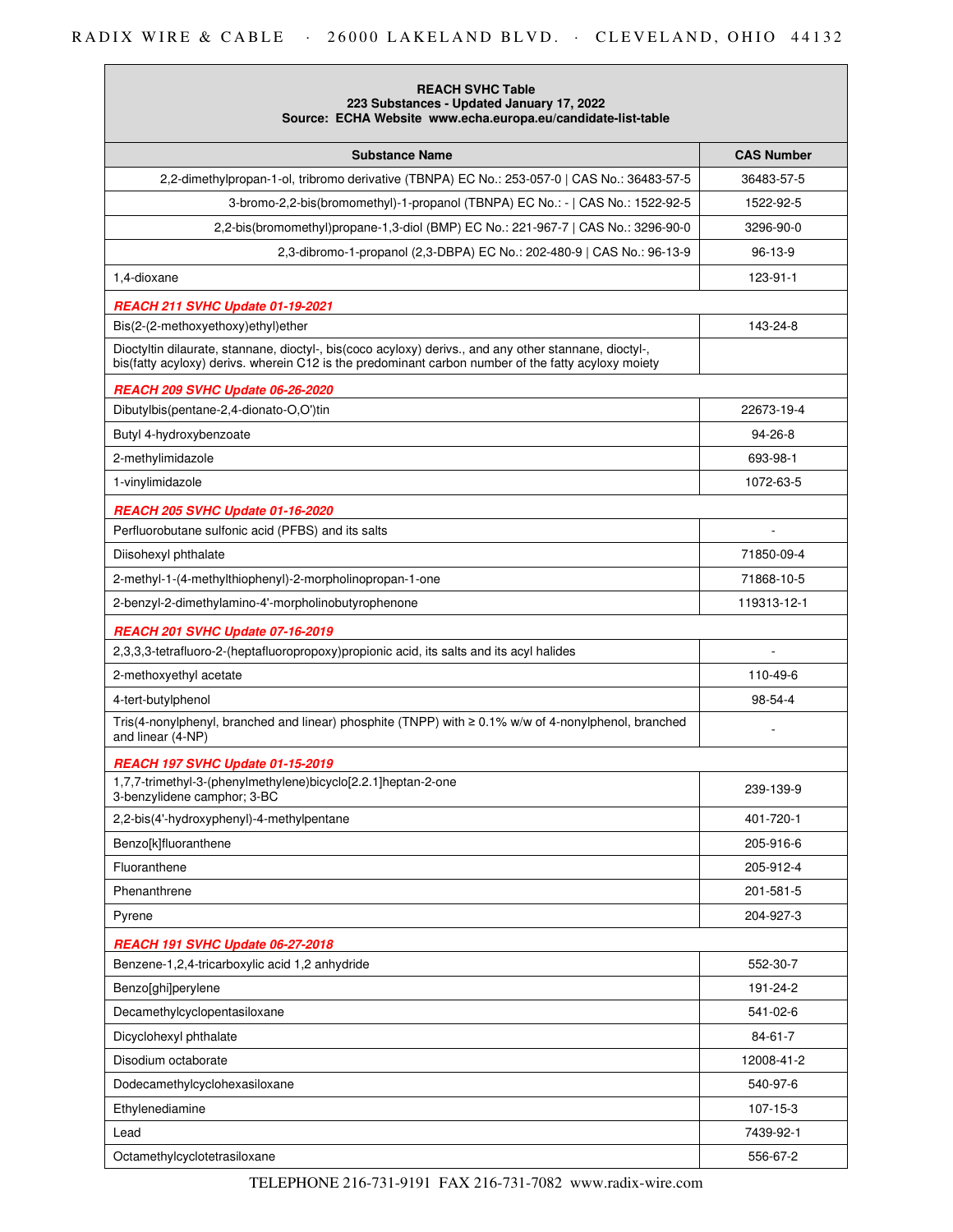| REACH SVHC Table<br>223 Substances - Updated January 17, 2022<br>Source: ECHA Website www.echa.europa.eu/candidate-list-table | |
|---|---|
| **Substance Name** | **CAS Number** |
| 2,2-dimethylpropan-1-ol, tribromo derivative (TBNPA) EC No.: 253-057-0 \| CAS No.: 36483-57-5 | 36483-57-5 |
| 3-bromo-2,2-bis(bromomethyl)-1-propanol (TBNPA) EC No.: - \| CAS No.: 1522-92-5 | 1522-92-5 |
| 2,2-bis(bromomethyl)propane-1,3-diol (BMP) EC No.: 221-967-7 \| CAS No.: 3296-90-0 | 3296-90-0 |
| 2,3-dibromo-1-propanol (2,3-DBPA) EC No.: 202-480-9 \| CAS No.: 96-13-9 | 96-13-9 |
| 1,4-dioxane | 123-91-1 |
| ***REACH 211 SVHC Update 01-19-2021*** | |
| Bis(2-(2-methoxyethoxy)ethyl)ether | 143-24-8 |
| Dioctyltin dilaurate, stannane, dioctyl-, bis(coco acyloxy) derivs., and any other stannane, dioctyl-, bis(fatty acyloxy) derivs. wherein C12 is the predominant carbon number of the fatty acyloxy moiety | |
| ***REACH 209 SVHC Update 06-26-2020*** | |
| Dibutylbis(pentane-2,4-dionato-O,O')tin | 22673-19-4 |
| Butyl 4-hydroxybenzoate | 94-26-8 |
| 2-methylimidazole | 693-98-1 |
| 1-vinylimidazole | 1072-63-5 |
| ***REACH 205 SVHC Update 01-16-2020*** | |
| Perfluorobutane sulfonic acid (PFBS) and its salts | - |
| Diisohexyl phthalate | 71850-09-4 |
| 2-methyl-1-(4-methylthiophenyl)-2-morpholinopropan-1-one | 71868-10-5 |
| 2-benzyl-2-dimethylamino-4'-morpholinobutyrophenone | 119313-12-1 |
| ***REACH 201 SVHC Update 07-16-2019*** | |
| 2,3,3,3-tetrafluoro-2-(heptafluoropropoxy)propionic acid, its salts and its acyl halides | - |
| 2-methoxyethyl acetate | 110-49-6 |
| 4-tert-butylphenol | 98-54-4 |
| Tris(4-nonylphenyl, branched and linear) phosphite (TNPP) with ≥ 0.1% w/w of 4-nonylphenol, branched and linear (4-NP) | - |
| ***REACH 197 SVHC Update 01-15-2019*** | |
| 1,7,7-trimethyl-3-(phenylmethylene)bicyclo[2.2.1]heptan-2-one<br>3-benzylidene camphor; 3-BC | 239-139-9 |
| 2,2-bis(4'-hydroxyphenyl)-4-methylpentane | 401-720-1 |
| Benzo[k]fluoranthene | 205-916-6 |
| Fluoranthene | 205-912-4 |
| Phenanthrene | 201-581-5 |
| Pyrene | 204-927-3 |
| ***REACH 191 SVHC Update 06-27-2018*** | |
| Benzene-1,2,4-tricarboxylic acid 1,2 anhydride | 552-30-7 |
| Benzo[ghi]perylene | 191-24-2 |
| Decamethylcyclopentasiloxane | 541-02-6 |
| Dicyclohexyl phthalate | 84-61-7 |
| Disodium octaborate | 12008-41-2 |
| Dodecamethylcyclohexasiloxane | 540-97-6 |
| Ethylenediamine | 107-15-3 |
| Lead | 7439-92-1 |
| Octamethylcyclotetrasiloxane | 556-67-2 |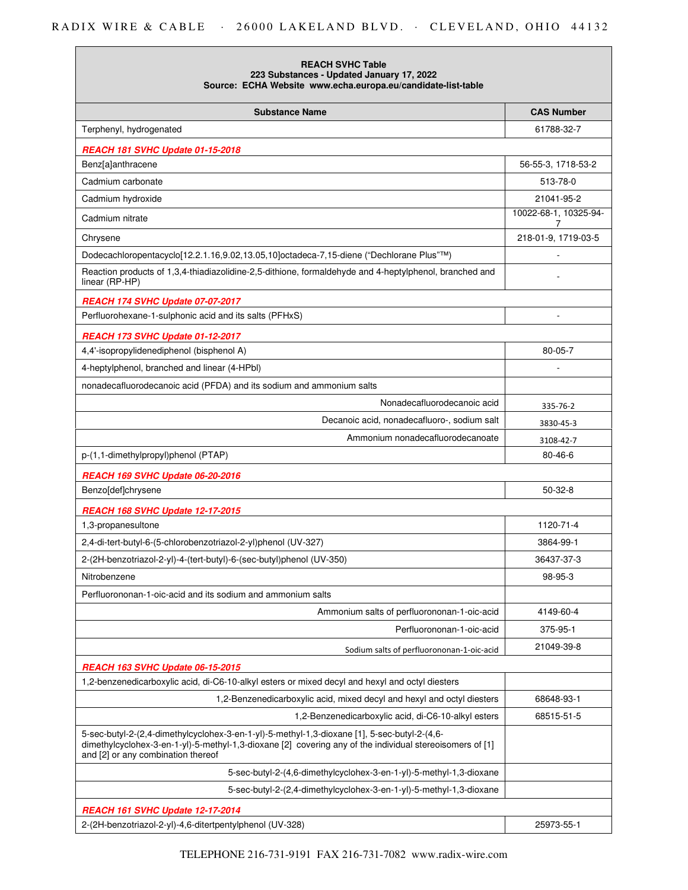| REACH SVHC Table<br>223 Substances - Updated January 17, 2022<br>Source: ECHA Website www.echa.europa.eu/candidate-list-table | |
|---|---|
| **Substance Name** | **CAS Number** |
| Terphenyl, hydrogenated | 61788-32-7 |
| ***REACH 181 SVHC Update 01-15-2018*** | |
| Benz[a]anthracene | 56-55-3, 1718-53-2 |
| Cadmium carbonate | 513-78-0 |
| Cadmium hydroxide | 21041-95-2 |
| Cadmium nitrate | 10022-68-1, 10325-94-7 |
| Chrysene | 218-01-9, 1719-03-5 |
| Dodecachloropentacyclo[12.2.1.16,9.02,13.05,10]octadeca-7,15-diene ("Dechlorane Plus"™) | - |
| Reaction products of 1,3,4-thiadiazolidine-2,5-dithione, formaldehyde and 4-heptylphenol, branched and linear (RP-HP) | - |
| ***REACH 174 SVHC Update 07-07-2017*** | |
| Perfluorohexane-1-sulphonic acid and its salts (PFHxS) | - |
| ***REACH 173 SVHC Update 01-12-2017*** | |
| 4,4'-isopropylidenediphenol (bisphenol A) | 80-05-7 |
| 4-heptylphenol, branched and linear (4-HPbl) | - |
| nonadecafluorodecanoic acid (PFDA) and its sodium and ammonium salts | |
| Nonadecafluorodecanoic acid | 335-76-2 |
| Decanoic acid, nonadecafluoro-, sodium salt | 3830-45-3 |
| Ammonium nonadecafluorodecanoate | 3108-42-7 |
| p-(1,1-dimethylpropyl)phenol (PTAP) | 80-46-6 |
| ***REACH 169 SVHC Update 06-20-2016*** | |
| Benzo[def]chrysene | 50-32-8 |
| ***REACH 168 SVHC Update 12-17-2015*** | |
| 1,3-propanesultone | 1120-71-4 |
| 2,4-di-tert-butyl-6-(5-chlorobenzotriazol-2-yl)phenol (UV-327) | 3864-99-1 |
| 2-(2H-benzotriazol-2-yl)-4-(tert-butyl)-6-(sec-butyl)phenol (UV-350) | 36437-37-3 |
| Nitrobenzene | 98-95-3 |
| Perfluorononan-1-oic-acid and its sodium and ammonium salts | |
| Ammonium salts of perfluorononan-1-oic-acid | 4149-60-4 |
| Perfluorononan-1-oic-acid | 375-95-1 |
| Sodium salts of perfluorononan-1-oic-acid | 21049-39-8 |
| ***REACH 163 SVHC Update 06-15-2015*** | |
| 1,2-benzenedicarboxylic acid, di-C6-10-alkyl esters or mixed decyl and hexyl and octyl diesters | |
| 1,2-Benzenedicarboxylic acid, mixed decyl and hexyl and octyl diesters | 68648-93-1 |
| 1,2-Benzenedicarboxylic acid, di-C6-10-alkyl esters | 68515-51-5 |
| 5-sec-butyl-2-(2,4-dimethylcyclohex-3-en-1-yl)-5-methyl-1,3-dioxane [1], 5-sec-butyl-2-(4,6-dimethylcyclohex-3-en-1-yl)-5-methyl-1,3-dioxane [2] covering any of the individual stereoisomers of [1] and [2] or any combination thereof | |
| 5-sec-butyl-2-(4,6-dimethylcyclohex-3-en-1-yl)-5-methyl-1,3-dioxane | |
| 5-sec-butyl-2-(2,4-dimethylcyclohex-3-en-1-yl)-5-methyl-1,3-dioxane | |
| ***REACH 161 SVHC Update 12-17-2014*** | |
| 2-(2H-benzotriazol-2-yl)-4,6-ditertpentylphenol (UV-328) | 25973-55-1 |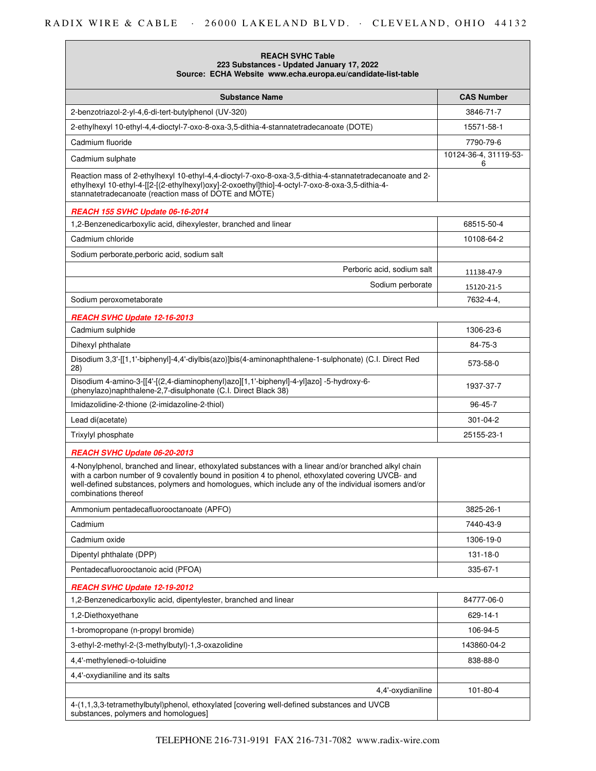| REACH SVHC Table<br>223 Substances - Updated January 17, 2022<br>Source: ECHA Website www.echa.europa.eu/candidate-list-table | |
|---|---|
| **Substance Name** | **CAS Number** |
| 2-benzotriazol-2-yl-4,6-di-tert-butylphenol (UV-320) | 3846-71-7 |
| 2-ethylhexyl 10-ethyl-4,4-dioctyl-7-oxo-8-oxa-3,5-dithia-4-stannatetradecanoate (DOTE) | 15571-58-1 |
| Cadmium fluoride | 7790-79-6 |
| Cadmium sulphate | 10124-36-4, 31119-53-6 |
| Reaction mass of 2-ethylhexyl 10-ethyl-4,4-dioctyl-7-oxo-8-oxa-3,5-dithia-4-stannatetradecanoate and 2-ethylhexyl 10-ethyl-4-[[2-[(2-ethylhexyl)oxy]-2-oxoethyl]thio]-4-octyl-7-oxo-8-oxa-3,5-dithia-4-stannatetradecanoate (reaction mass of DOTE and MOTE) | |
| ***REACH 155 SVHC Update 06-16-2014*** | |
| 1,2-Benzenedicarboxylic acid, dihexylester, branched and linear | 68515-50-4 |
| Cadmium chloride | 10108-64-2 |
| Sodium perborate,perboric acid, sodium salt | |
| Perboric acid, sodium salt | 11138-47-9 |
| Sodium perborate | 15120-21-5 |
| Sodium peroxometaborate | 7632-4-4, |
| ***REACH SVHC Update 12-16-2013*** | |
| Cadmium sulphide | 1306-23-6 |
| Dihexyl phthalate | 84-75-3 |
| Disodium 3,3'-[[1,1'-biphenyl]-4,4'-diylbis(azo)]bis(4-aminonaphthalene-1-sulphonate) (C.I. Direct Red 28) | 573-58-0 |
| Disodium 4-amino-3-[[4'-[(2,4-diaminophenyl)azo][1,1'-biphenyl]-4-yl]azo] -5-hydroxy-6-(phenylazo)naphthalene-2,7-disulphonate (C.I. Direct Black 38) | 1937-37-7 |
| Imidazolidine-2-thione (2-imidazoline-2-thiol) | 96-45-7 |
| Lead di(acetate) | 301-04-2 |
| Trixylyl phosphate | 25155-23-1 |
| ***REACH SVHC Update 06-20-2013*** | |
| 4-Nonylphenol, branched and linear, ethoxylated substances with a linear and/or branched alkyl chain with a carbon number of 9 covalently bound in position 4 to phenol, ethoxylated covering UVCB- and well-defined substances, polymers and homologues, which include any of the individual isomers and/or combinations thereof | |
| Ammonium pentadecafluorooctanoate (APFO) | 3825-26-1 |
| Cadmium | 7440-43-9 |
| Cadmium oxide | 1306-19-0 |
| Dipentyl phthalate (DPP) | 131-18-0 |
| Pentadecafluorooctanoic acid (PFOA) | 335-67-1 |
| ***REACH SVHC Update 12-19-2012*** | |
| 1,2-Benzenedicarboxylic acid, dipentylester, branched and linear | 84777-06-0 |
| 1,2-Diethoxyethane | 629-14-1 |
| 1-bromopropane (n-propyl bromide) | 106-94-5 |
| 3-ethyl-2-methyl-2-(3-methylbutyl)-1,3-oxazolidine | 143860-04-2 |
| 4,4'-methylenedi-o-toluidine | 838-88-0 |
| 4,4'-oxydianiline and its salts | |
| 4,4'-oxydianiline | 101-80-4 |
| 4-(1,1,3,3-tetramethylbutyl)phenol, ethoxylated [covering well-defined substances and UVCB substances, polymers and homologues] | |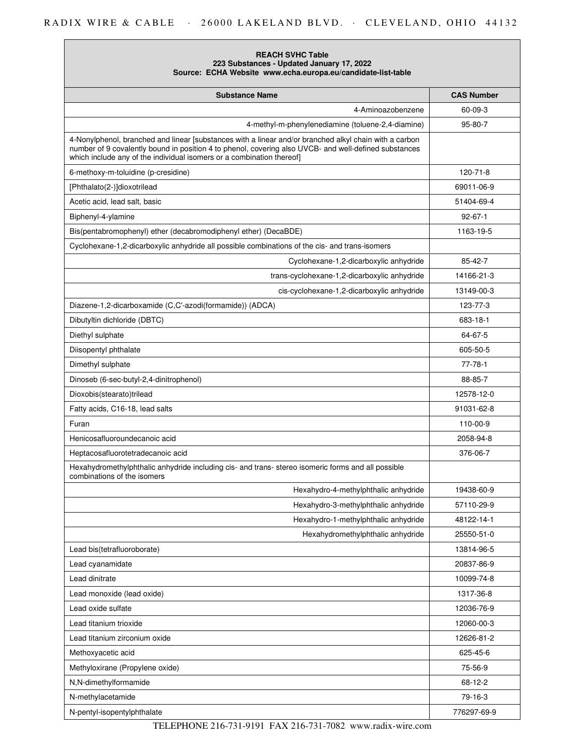| REACH SVHC Table<br>223 Substances - Updated January 17, 2022<br>Source: ECHA Website www.echa.europa.eu/candidate-list-table | |
|---|---|
| **Substance Name** | **CAS Number** |
| 4-Aminoazobenzene | 60-09-3 |
| 4-methyl-m-phenylenediamine (toluene-2,4-diamine) | 95-80-7 |
| 4-Nonylphenol, branched and linear [substances with a linear and/or branched alkyl chain with a carbon number of 9 covalently bound in position 4 to phenol, covering also UVCB- and well-defined substances which include any of the individual isomers or a combination thereof] | |
| 6-methoxy-m-toluidine (p-cresidine) | 120-71-8 |
| [Phthalato(2-)]dioxotrilead | 69011-06-9 |
| Acetic acid, lead salt, basic | 51404-69-4 |
| Biphenyl-4-ylamine | 92-67-1 |
| Bis(pentabromophenyl) ether (decabromodiphenyl ether) (DecaBDE) | 1163-19-5 |
| Cyclohexane-1,2-dicarboxylic anhydride all possible combinations of the cis- and trans-isomers | |
| Cyclohexane-1,2-dicarboxylic anhydride | 85-42-7 |
| trans-cyclohexane-1,2-dicarboxylic anhydride | 14166-21-3 |
| cis-cyclohexane-1,2-dicarboxylic anhydride | 13149-00-3 |
| Diazene-1,2-dicarboxamide (C,C'-azodi(formamide)) (ADCA) | 123-77-3 |
| Dibutyltin dichloride (DBTC) | 683-18-1 |
| Diethyl sulphate | 64-67-5 |
| Diisopentyl phthalate | 605-50-5 |
| Dimethyl sulphate | 77-78-1 |
| Dinoseb (6-sec-butyl-2,4-dinitrophenol) | 88-85-7 |
| Dioxobis(stearato)trilead | 12578-12-0 |
| Fatty acids, C16-18, lead salts | 91031-62-8 |
| Furan | 110-00-9 |
| Henicosafluoroundecanoic acid | 2058-94-8 |
| Heptacosafluorotetradecanoic acid | 376-06-7 |
| Hexahydromethylphthalic anhydride including cis- and trans- stereo isomeric forms and all possible combinations of the isomers | |
| Hexahydro-4-methylphthalic anhydride | 19438-60-9 |
| Hexahydro-3-methylphthalic anhydride | 57110-29-9 |
| Hexahydro-1-methylphthalic anhydride | 48122-14-1 |
| Hexahydromethylphthalic anhydride | 25550-51-0 |
| Lead bis(tetrafluoroborate) | 13814-96-5 |
| Lead cyanamidate | 20837-86-9 |
| Lead dinitrate | 10099-74-8 |
| Lead monoxide (lead oxide) | 1317-36-8 |
| Lead oxide sulfate | 12036-76-9 |
| Lead titanium trioxide | 12060-00-3 |
| Lead titanium zirconium oxide | 12626-81-2 |
| Methoxyacetic acid | 625-45-6 |
| Methyloxirane (Propylene oxide) | 75-56-9 |
| N,N-dimethylformamide | 68-12-2 |
| N-methylacetamide | 79-16-3 |
| N-pentyl-isopentylphthalate | 776297-69-9 |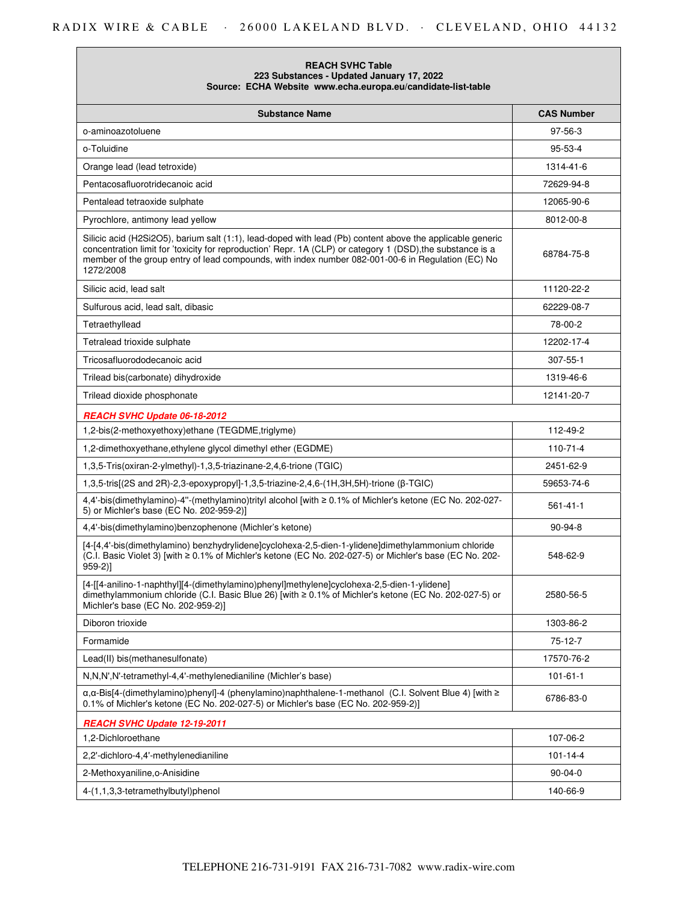| REACH SVHC Table<br>223 Substances - Updated January 17, 2022<br>Source: ECHA Website www.echa.europa.eu/candidate-list-table | |
|---|---|
| **Substance Name** | **CAS Number** |
| o-aminoazotoluene | 97-56-3 |
| o-Toluidine | 95-53-4 |
| Orange lead (lead tetroxide) | 1314-41-6 |
| Pentacosafluorotridecanoic acid | 72629-94-8 |
| Pentalead tetraoxide sulphate | 12065-90-6 |
| Pyrochlore, antimony lead yellow | 8012-00-8 |
| Silicic acid (H2Si2O5), barium salt (1:1), lead-doped with lead (Pb) content above the applicable generic concentration limit for 'toxicity for reproduction' Repr. 1A (CLP) or category 1 (DSD),the substance is a member of the group entry of lead compounds, with index number 082-001-00-6 in Regulation (EC) No 1272/2008 | 68784-75-8 |
| Silicic acid, lead salt | 11120-22-2 |
| Sulfurous acid, lead salt, dibasic | 62229-08-7 |
| Tetraethyllead | 78-00-2 |
| Tetralead trioxide sulphate | 12202-17-4 |
| Tricosafluorododecanoic acid | 307-55-1 |
| Trilead bis(carbonate) dihydroxide | 1319-46-6 |
| Trilead dioxide phosphonate | 12141-20-7 |
| ***REACH SVHC Update 06-18-2012*** | |
| 1,2-bis(2-methoxyethoxy)ethane (TEGDME,triglyme) | 112-49-2 |
| 1,2-dimethoxyethane,ethylene glycol dimethyl ether (EGDME) | 110-71-4 |
| 1,3,5-Tris(oxiran-2-ylmethyl)-1,3,5-triazinane-2,4,6-trione (TGIC) | 2451-62-9 |
| 1,3,5-tris[(2S and 2R)-2,3-epoxypropyl]-1,3,5-triazine-2,4,6-(1H,3H,5H)-trione (β-TGIC) | 59653-74-6 |
| 4,4'-bis(dimethylamino)-4''-(methylamino)trityl alcohol [with ≥ 0.1% of Michler's ketone (EC No. 202-027-5) or Michler's base (EC No. 202-959-2)] | 561-41-1 |
| 4,4'-bis(dimethylamino)benzophenone (Michler's ketone) | 90-94-8 |
| [4-[4,4'-bis(dimethylamino) benzhydrylidene]cyclohexa-2,5-dien-1-ylidene]dimethylammonium chloride (C.I. Basic Violet 3) [with ≥ 0.1% of Michler's ketone (EC No. 202-027-5) or Michler's base (EC No. 202-959-2)] | 548-62-9 |
| [4-[[4-anilino-1-naphthyl][4-(dimethylamino)phenyl]methylene]cyclohexa-2,5-dien-1-ylidene] dimethylammonium chloride (C.I. Basic Blue 26) [with ≥ 0.1% of Michler's ketone (EC No. 202-027-5) or Michler's base (EC No. 202-959-2)] | 2580-56-5 |
| Diboron trioxide | 1303-86-2 |
| Formamide | 75-12-7 |
| Lead(II) bis(methanesulfonate) | 17570-76-2 |
| N,N,N',N'-tetramethyl-4,4'-methylenedianiline (Michler's base) | 101-61-1 |
| α,α-Bis[4-(dimethylamino)phenyl]-4 (phenylamino)naphthalene-1-methanol (C.I. Solvent Blue 4) [with ≥ 0.1% of Michler's ketone (EC No. 202-027-5) or Michler's base (EC No. 202-959-2)] | 6786-83-0 |
| ***REACH SVHC Update 12-19-2011*** | |
| 1,2-Dichloroethane | 107-06-2 |
| 2,2'-dichloro-4,4'-methylenedianiline | 101-14-4 |
| 2-Methoxyaniline,o-Anisidine | 90-04-0 |
| 4-(1,1,3,3-tetramethylbutyl)phenol | 140-66-9 |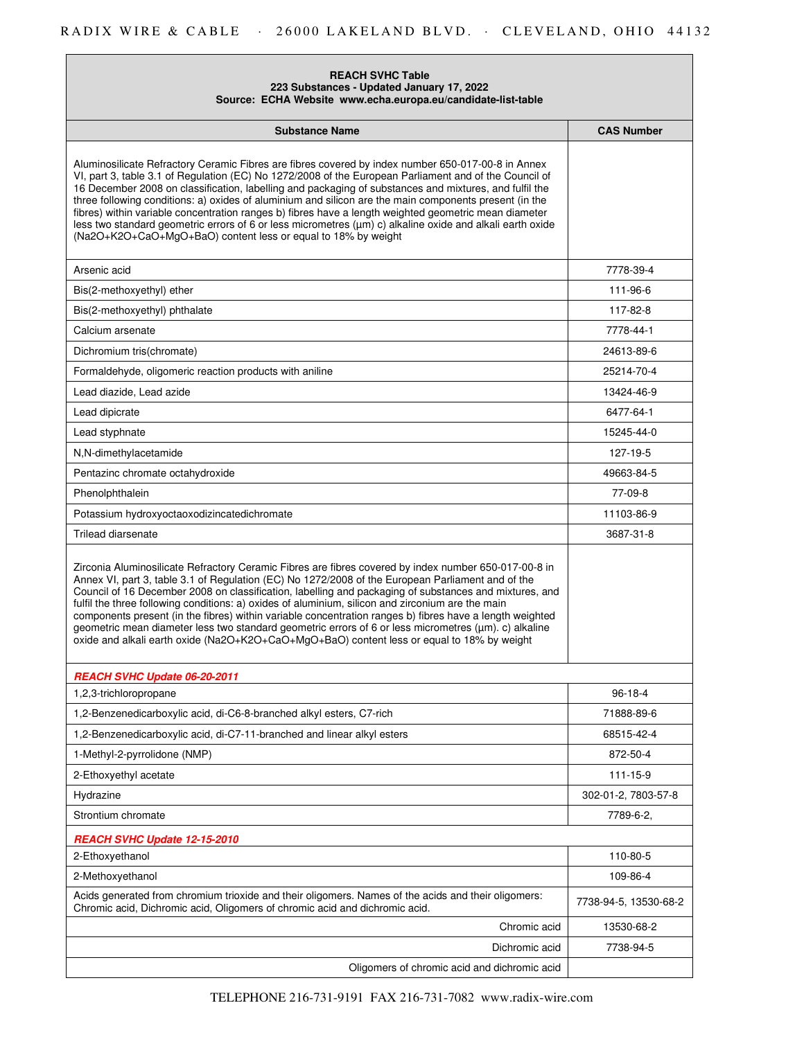| **REACH SVHC Table**<br>**223 Substances - Updated January 17, 2022**<br>**Source: ECHA Website www.echa.europa.eu/candidate-list-table** | |
|---|---|
| **Substance Name** | **CAS Number** |
| Aluminosilicate Refractory Ceramic Fibres are fibres covered by index number 650-017-00-8 in Annex VI, part 3, table 3.1 of Regulation (EC) No 1272/2008 of the European Parliament and of the Council of 16 December 2008 on classification, labelling and packaging of substances and mixtures, and fulfil the three following conditions: a) oxides of aluminium and silicon are the main components present (in the fibres) within variable concentration ranges b) fibres have a length weighted geometric mean diameter less two standard geometric errors of 6 or less micrometres (µm) c) alkaline oxide and alkali earth oxide (Na2O+K2O+CaO+MgO+BaO) content less or equal to 18% by weight | |
| Arsenic acid | 7778-39-4 |
| Bis(2-methoxyethyl) ether | 111-96-6 |
| Bis(2-methoxyethyl) phthalate | 117-82-8 |
| Calcium arsenate | 7778-44-1 |
| Dichromium tris(chromate) | 24613-89-6 |
| Formaldehyde, oligomeric reaction products with aniline | 25214-70-4 |
| Lead diazide, Lead azide | 13424-46-9 |
| Lead dipicrate | 6477-64-1 |
| Lead styphnate | 15245-44-0 |
| N,N-dimethylacetamide | 127-19-5 |
| Pentazinc chromate octahydroxide | 49663-84-5 |
| Phenolphthalein | 77-09-8 |
| Potassium hydroxyoctaoxodizincatedichromate | 11103-86-9 |
| Trilead diarsenate | 3687-31-8 |
| Zirconia Aluminosilicate Refractory Ceramic Fibres are fibres covered by index number 650-017-00-8 in Annex VI, part 3, table 3.1 of Regulation (EC) No 1272/2008 of the European Parliament and of the Council of 16 December 2008 on classification, labelling and packaging of substances and mixtures, and fulfil the three following conditions: a) oxides of aluminium, silicon and zirconium are the main components present (in the fibres) within variable concentration ranges b) fibres have a length weighted geometric mean diameter less two standard geometric errors of 6 or less micrometres (µm). c) alkaline oxide and alkali earth oxide (Na2O+K2O+CaO+MgO+BaO) content less or equal to 18% by weight | |
| ***REACH SVHC Update 06-20-2011*** | |
| 1,2,3-trichloropropane | 96-18-4 |
| 1,2-Benzenedicarboxylic acid, di-C6-8-branched alkyl esters, C7-rich | 71888-89-6 |
| 1,2-Benzenedicarboxylic acid, di-C7-11-branched and linear alkyl esters | 68515-42-4 |
| 1-Methyl-2-pyrrolidone (NMP) | 872-50-4 |
| 2-Ethoxyethyl acetate | 111-15-9 |
| Hydrazine | 302-01-2, 7803-57-8 |
| Strontium chromate | 7789-6-2, |
| ***REACH SVHC Update 12-15-2010*** | |
| 2-Ethoxyethanol | 110-80-5 |
| 2-Methoxyethanol | 109-86-4 |
| Acids generated from chromium trioxide and their oligomers. Names of the acids and their oligomers: Chromic acid, Dichromic acid, Oligomers of chromic acid and dichromic acid. | 7738-94-5, 13530-68-2 |
| Chromic acid | 13530-68-2 |
| Dichromic acid | 7738-94-5 |
| Oligomers of chromic acid and dichromic acid | |

TELEPHONE 216-731-9191 FAX 216-731-7082 www.radix-wire.com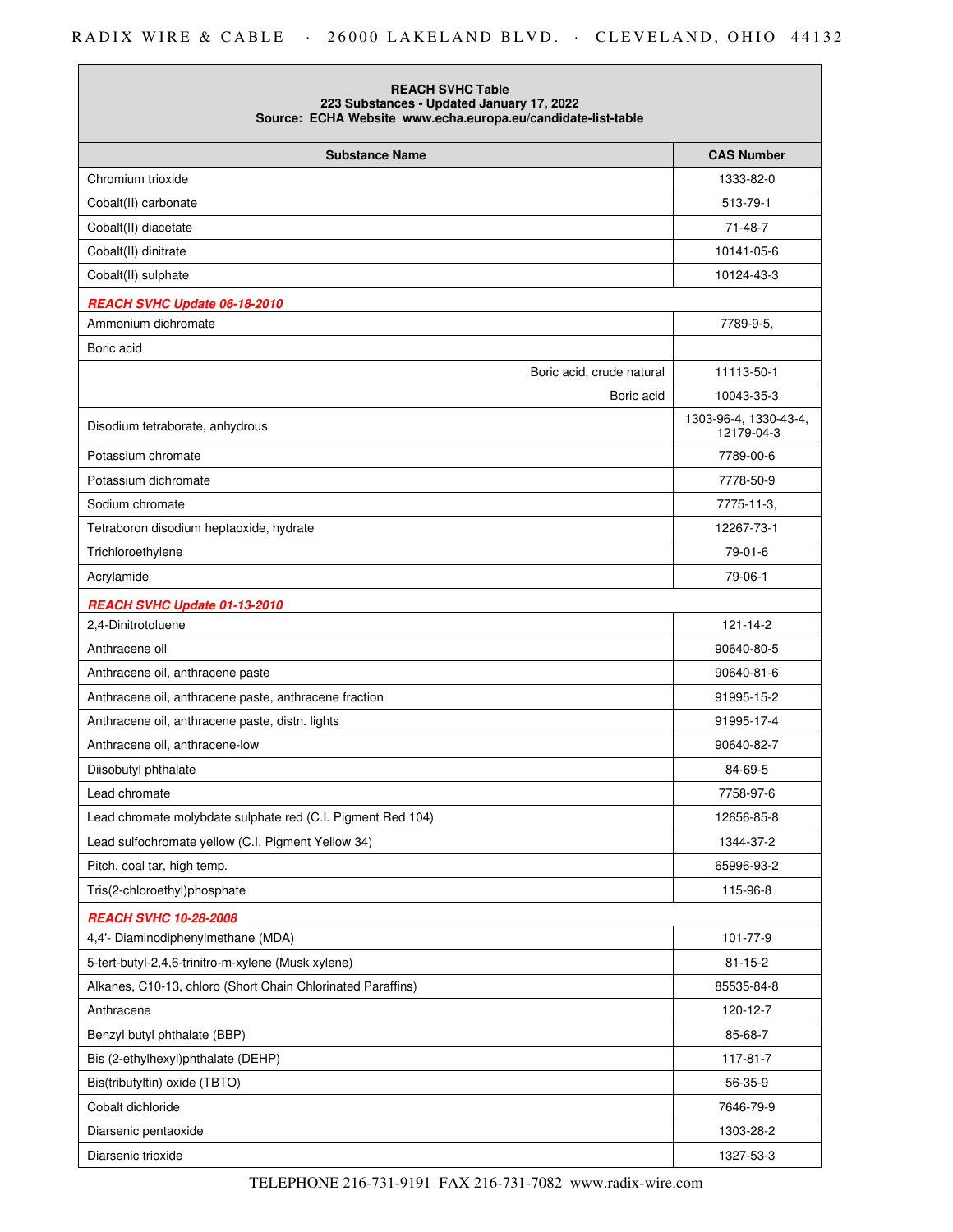| REACH SVHC Table<br>223 Substances - Updated January 17, 2022<br>Source: ECHA Website www.echa.europa.eu/candidate-list-table | |
|---|---|
| **Substance Name** | **CAS Number** |
| Chromium trioxide | 1333-82-0 |
| Cobalt(II) carbonate | 513-79-1 |
| Cobalt(II) diacetate | 71-48-7 |
| Cobalt(II) dinitrate | 10141-05-6 |
| Cobalt(II) sulphate | 10124-43-3 |
| ***REACH SVHC Update 06-18-2010*** | |
| Ammonium dichromate | 7789-9-5, |
| Boric acid | |
| Boric acid, crude natural | 11113-50-1 |
| Boric acid | 10043-35-3 |
| Disodium tetraborate, anhydrous | 1303-96-4, 1330-43-4, 12179-04-3 |
| Potassium chromate | 7789-00-6 |
| Potassium dichromate | 7778-50-9 |
| Sodium chromate | 7775-11-3, |
| Tetraboron disodium heptaoxide, hydrate | 12267-73-1 |
| Trichloroethylene | 79-01-6 |
| Acrylamide | 79-06-1 |
| ***REACH SVHC Update 01-13-2010*** | |
| 2,4-Dinitrotoluene | 121-14-2 |
| Anthracene oil | 90640-80-5 |
| Anthracene oil, anthracene paste | 90640-81-6 |
| Anthracene oil, anthracene paste, anthracene fraction | 91995-15-2 |
| Anthracene oil, anthracene paste, distn. lights | 91995-17-4 |
| Anthracene oil, anthracene-low | 90640-82-7 |
| Diisobutyl phthalate | 84-69-5 |
| Lead chromate | 7758-97-6 |
| Lead chromate molybdate sulphate red (C.I. Pigment Red 104) | 12656-85-8 |
| Lead sulfochromate yellow (C.I. Pigment Yellow 34) | 1344-37-2 |
| Pitch, coal tar, high temp. | 65996-93-2 |
| Tris(2-chloroethyl)phosphate | 115-96-8 |
| ***REACH SVHC 10-28-2008*** | |
| 4,4'- Diaminodiphenylmethane (MDA) | 101-77-9 |
| 5-tert-butyl-2,4,6-trinitro-m-xylene (Musk xylene) | 81-15-2 |
| Alkanes, C10-13, chloro (Short Chain Chlorinated Paraffins) | 85535-84-8 |
| Anthracene | 120-12-7 |
| Benzyl butyl phthalate (BBP) | 85-68-7 |
| Bis (2-ethylhexyl)phthalate (DEHP) | 117-81-7 |
| Bis(tributyltin) oxide (TBTO) | 56-35-9 |
| Cobalt dichloride | 7646-79-9 |
| Diarsenic pentaoxide | 1303-28-2 |
| Diarsenic trioxide | 1327-53-3 |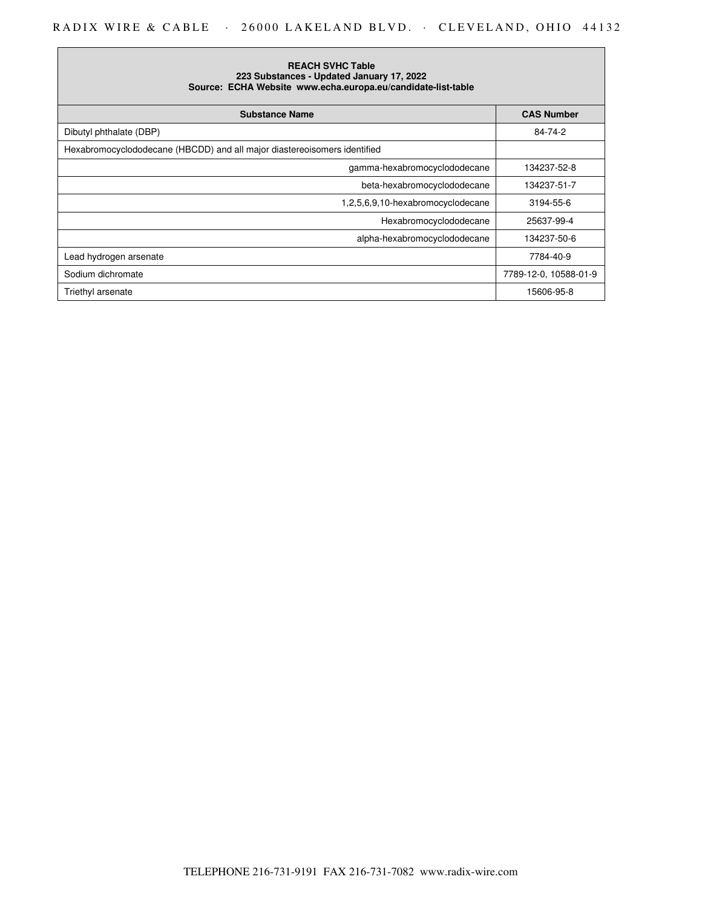| REACH SVHC Table<br>223 Substances - Updated January 17, 2022<br>Source: ECHA Website www.echa.europa.eu/candidate-list-table | |
|---|---|
| **Substance Name** | **CAS Number** |
| Dibutyl phthalate (DBP) | 84-74-2 |
| Hexabromocyclododecane (HBCDD) and all major diastereoisomers identified | |
| gamma-hexabromocyclododecane | 134237-52-8 |
| beta-hexabromocyclododecane | 134237-51-7 |
| 1,2,5,6,9,10-hexabromocyclodecane | 3194-55-6 |
| Hexabromocyclododecane | 25637-99-4 |
| alpha-hexabromocyclododecane | 134237-50-6 |
| Lead hydrogen arsenate | 7784-40-9 |
| Sodium dichromate | 7789-12-0, 10588-01-9 |
| Triethyl arsenate | 15606-95-8 |